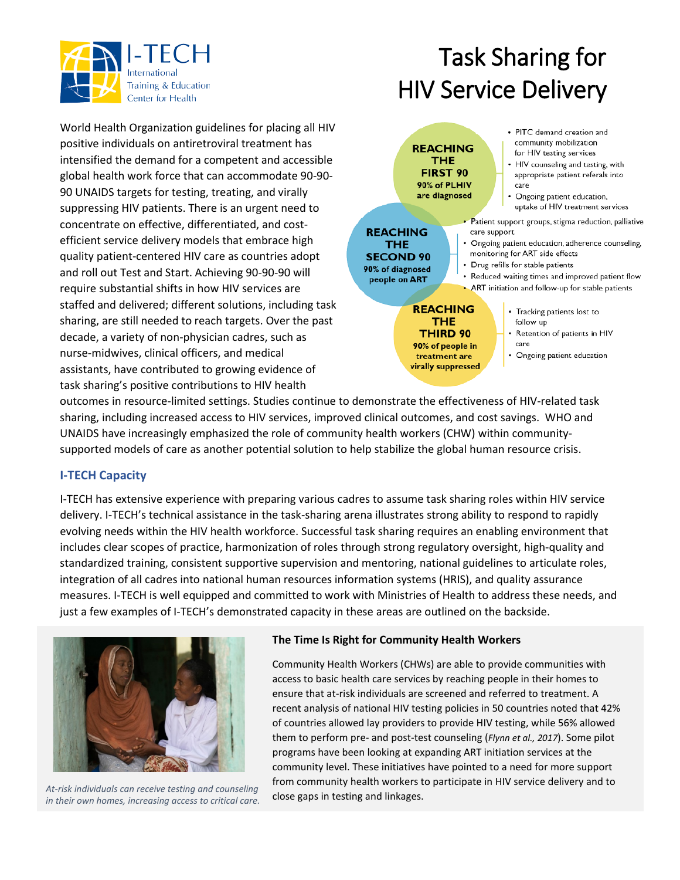# Task Sharing for HIV Service Delivery

World Health Organization guidelines for placing all HIV positive individuals on antiretroviral treatment has intensified the demand for a competent and accessible global health work force that can accommodate 90-90-90 UNAIDS targets for testing, treating, and virally suppressing HIV patients. There is an urgent need to concentrate on effective, differentiated, and cost-efficient service delivery models that embrace high quality patient-centered HIV care as countries adopt and roll out Test and Start. Achieving 90-90-90 will require substantial shifts in how HIV services are staffed and delivered; different solutions, including task sharing, are still needed to reach targets. Over the past decade, a variety of non-physician cadres, such as nurse-midwives, clinical officers, and medical assistants, have contributed to growing evidence of task sharing's positive contributions to HIV health outcomes in resource-limited settings. Studies continue to demonstrate the effectiveness of HIV-related task sharing, including increased access to HIV services, improved clinical outcomes, and cost savings. WHO and UNAIDS have increasingly emphasized the role of community health workers (CHW) within community-supported models of care as another potential solution to help stabilize the global human resource crisis.

**REACHING THE FIRST 90** — 90% of PLHIV are diagnosed

- PITC demand creation and community mobilization for HIV testing services
- HIV counseling and testing, with appropriate patient referals into care
- Ongoing patient education, uptake of HIV treatment services

**REACHING THE SECOND 90** — 90% of diagnosed people on ART

- Patient support groups, stigma reduction, palliative care support
- Ongoing patient education, adherence counseling, monitoring for ART side effects
- Drug refills for stable patients
- Reduced waiting times and improved patient flow
- ART initiation and follow-up for stable patients

**REACHING THE THIRD 90** — 90% of people in treatment are virally suppressed

- Tracking patients lost to follow up
- Retention of patients in HIV care
- Ongoing patient education

## I-TECH Capacity

I-TECH has extensive experience with preparing various cadres to assume task sharing roles within HIV service delivery. I-TECH's technical assistance in the task-sharing arena illustrates strong ability to respond to rapidly evolving needs within the HIV health workforce. Successful task sharing requires an enabling environment that includes clear scopes of practice, harmonization of roles through strong regulatory oversight, high-quality and standardized training, consistent supportive supervision and mentoring, national guidelines to articulate roles, integration of all cadres into national human resources information systems (HRIS), and quality assurance measures. I-TECH is well equipped and committed to work with Ministries of Health to address these needs, and just a few examples of I-TECH's demonstrated capacity in these areas are outlined on the backside.

*At-risk individuals can receive testing and counseling in their own homes, increasing access to critical care.*

### The Time Is Right for Community Health Workers

Community Health Workers (CHWs) are able to provide communities with access to basic health care services by reaching people in their homes to ensure that at-risk individuals are screened and referred to treatment. A recent analysis of national HIV testing policies in 50 countries noted that 42% of countries allowed lay providers to provide HIV testing, while 56% allowed them to perform pre- and post-test counseling (*Flynn et al., 2017*). Some pilot programs have been looking at expanding ART initiation services at the community level. These initiatives have pointed to a need for more support from community health workers to participate in HIV service delivery and to close gaps in testing and linkages.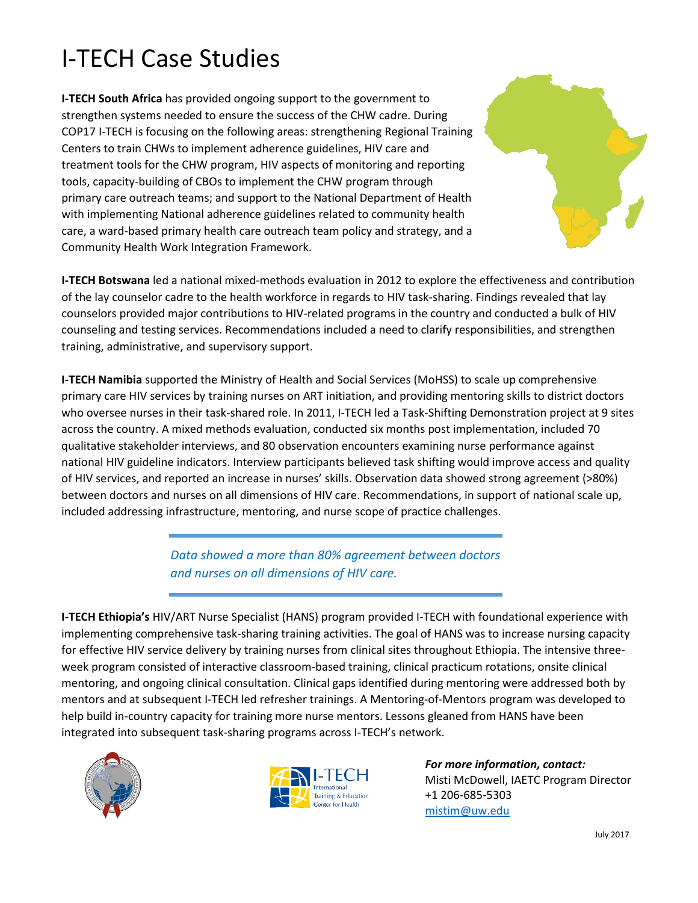# I-TECH Case Studies

**I-TECH South Africa** has provided ongoing support to the government to strengthen systems needed to ensure the success of the CHW cadre. During COP17 I-TECH is focusing on the following areas: strengthening Regional Training Centers to train CHWs to implement adherence guidelines, HIV care and treatment tools for the CHW program, HIV aspects of monitoring and reporting tools, capacity-building of CBOs to implement the CHW program through primary care outreach teams; and support to the National Department of Health with implementing National adherence guidelines related to community health care, a ward-based primary health care outreach team policy and strategy, and a Community Health Work Integration Framework.

**I-TECH Botswana** led a national mixed-methods evaluation in 2012 to explore the effectiveness and contribution of the lay counselor cadre to the health workforce in regards to HIV task-sharing. Findings revealed that lay counselors provided major contributions to HIV-related programs in the country and conducted a bulk of HIV counseling and testing services. Recommendations included a need to clarify responsibilities, and strengthen training, administrative, and supervisory support.

**I-TECH Namibia** supported the Ministry of Health and Social Services (MoHSS) to scale up comprehensive primary care HIV services by training nurses on ART initiation, and providing mentoring skills to district doctors who oversee nurses in their task-shared role. In 2011, I-TECH led a Task-Shifting Demonstration project at 9 sites across the country. A mixed methods evaluation, conducted six months post implementation, included 70 qualitative stakeholder interviews, and 80 observation encounters examining nurse performance against national HIV guideline indicators. Interview participants believed task shifting would improve access and quality of HIV services, and reported an increase in nurses' skills. Observation data showed strong agreement (>80%) between doctors and nurses on all dimensions of HIV care. Recommendations, in support of national scale up, included addressing infrastructure, mentoring, and nurse scope of practice challenges.

*Data showed a more than 80% agreement between doctors and nurses on all dimensions of HIV care.*

**I-TECH Ethiopia's** HIV/ART Nurse Specialist (HANS) program provided I-TECH with foundational experience with implementing comprehensive task-sharing training activities. The goal of HANS was to increase nursing capacity for effective HIV service delivery by training nurses from clinical sites throughout Ethiopia. The intensive three-week program consisted of interactive classroom-based training, clinical practicum rotations, onsite clinical mentoring, and ongoing clinical consultation. Clinical gaps identified during mentoring were addressed both by mentors and at subsequent I-TECH led refresher trainings. A Mentoring-of-Mentors program was developed to help build in-country capacity for training more nurse mentors. Lessons gleaned from HANS have been integrated into subsequent task-sharing programs across I-TECH's network.

I-TECH International Training & Education Center for Health

***For more information, contact:***
Misti McDowell, IAETC Program Director
+1 206-685-5303
mistim@uw.edu

July 2017